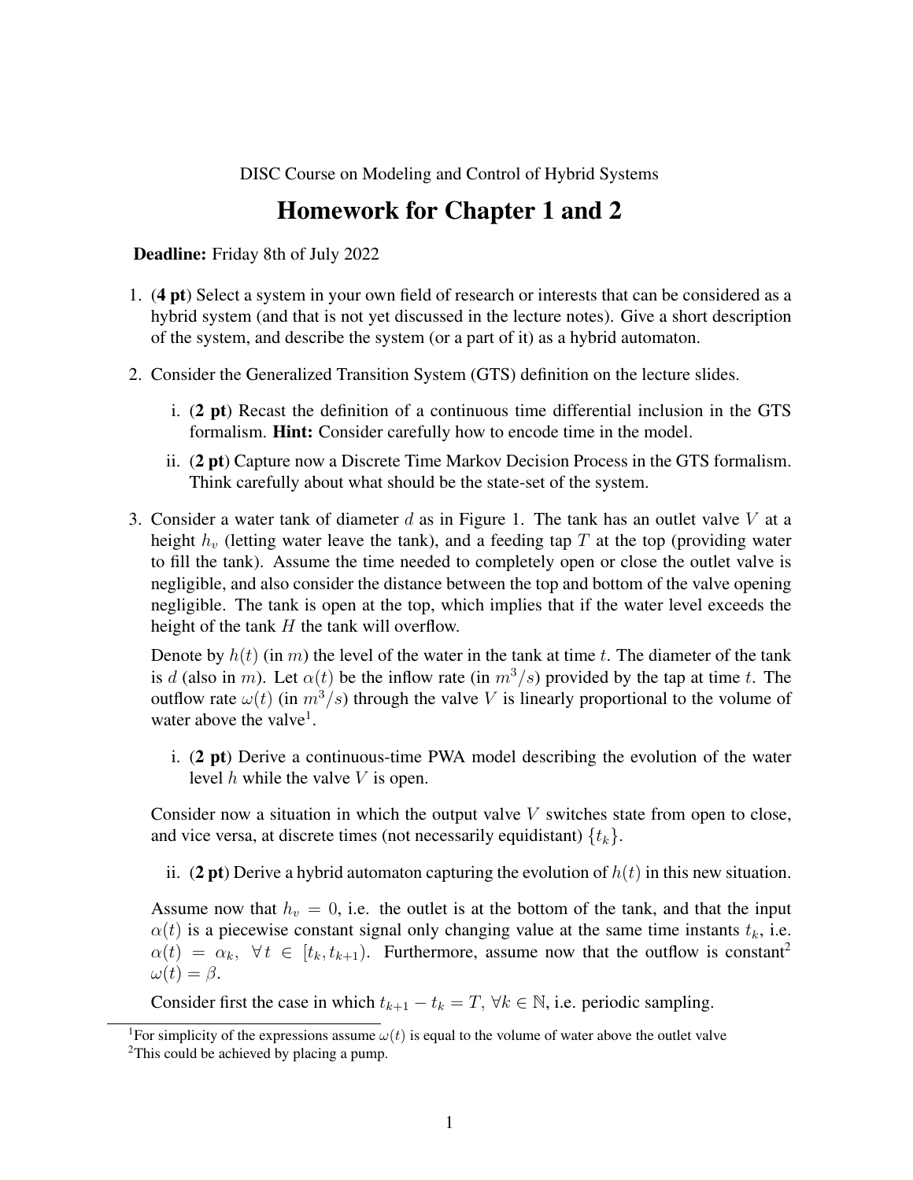DISC Course on Modeling and Control of Hybrid Systems

# Homework for Chapter 1 and 2

**Deadline:** Friday 8th of July 2022

1. (**4 pt**) Select a system in your own field of research or interests that can be considered as a hybrid system (and that is not yet discussed in the lecture notes). Give a short description of the system, and describe the system (or a part of it) as a hybrid automaton.

2. Consider the Generalized Transition System (GTS) definition on the lecture slides.

   i. (**2 pt**) Recast the definition of a continuous time differential inclusion in the GTS formalism. **Hint:** Consider carefully how to encode time in the model.

   ii. (**2 pt**) Capture now a Discrete Time Markov Decision Process in the GTS formalism. Think carefully about what should be the state-set of the system.

3. Consider a water tank of diameter $d$ as in Figure 1. The tank has an outlet valve $V$ at a height $h_v$ (letting water leave the tank), and a feeding tap $T$ at the top (providing water to fill the tank). Assume the time needed to completely open or close the outlet valve is negligible, and also consider the distance between the top and bottom of the valve opening negligible. The tank is open at the top, which implies that if the water level exceeds the height of the tank $H$ the tank will overflow.

   Denote by $h(t)$ (in $m$) the level of the water in the tank at time $t$. The diameter of the tank is $d$ (also in $m$). Let $\alpha(t)$ be the inflow rate (in $m^3/s$) provided by the tap at time $t$. The outflow rate $\omega(t)$ (in $m^3/s$) through the valve $V$ is linearly proportional to the volume of water above the valve[1].

   i. (**2 pt**) Derive a continuous-time PWA model describing the evolution of the water level $h$ while the valve $V$ is open.

   Consider now a situation in which the output valve $V$ switches state from open to close, and vice versa, at discrete times (not necessarily equidistant) $\{t_k\}$.

   ii. (**2 pt**) Derive a hybrid automaton capturing the evolution of $h(t)$ in this new situation.

   Assume now that $h_v = 0$, i.e. the outlet is at the bottom of the tank, and that the input $\alpha(t)$ is a piecewise constant signal only changing value at the same time instants $t_k$, i.e. $\alpha(t) = \alpha_k, \ \forall\, t \in [t_k, t_{k+1})$. Furthermore, assume now that the outflow is constant[2] $\omega(t) = \beta$.

   Consider first the case in which $t_{k+1} - t_k = T$, $\forall k \in \mathbb{N}$, i.e. periodic sampling.

[1] For simplicity of the expressions assume $\omega(t)$ is equal to the volume of water above the outlet valve

[2] This could be achieved by placing a pump.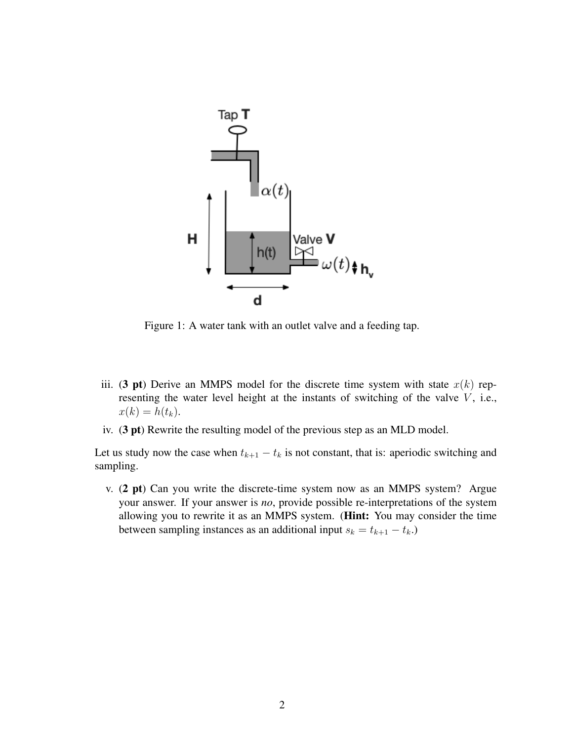Tap **T**

$\alpha(t)$

**H**

h(t)

Valve **V**

$\omega(t)$ **h$_v$**

**d**

Figure 1: A water tank with an outlet valve and a feeding tap.

iii. (**3 pt**) Derive an MMPS model for the discrete time system with state $x(k)$ representing the water level height at the instants of switching of the valve $V$, i.e., $x(k) = h(t_k)$.

iv. (**3 pt**) Rewrite the resulting model of the previous step as an MLD model.

Let us study now the case when $t_{k+1} - t_k$ is not constant, that is: aperiodic switching and sampling.

v. (**2 pt**) Can you write the discrete-time system now as an MMPS system? Argue your answer. If your answer is *no*, provide possible re-interpretations of the system allowing you to rewrite it as an MMPS system. (**Hint:** You may consider the time between sampling instances as an additional input $s_k = t_{k+1} - t_k$.)